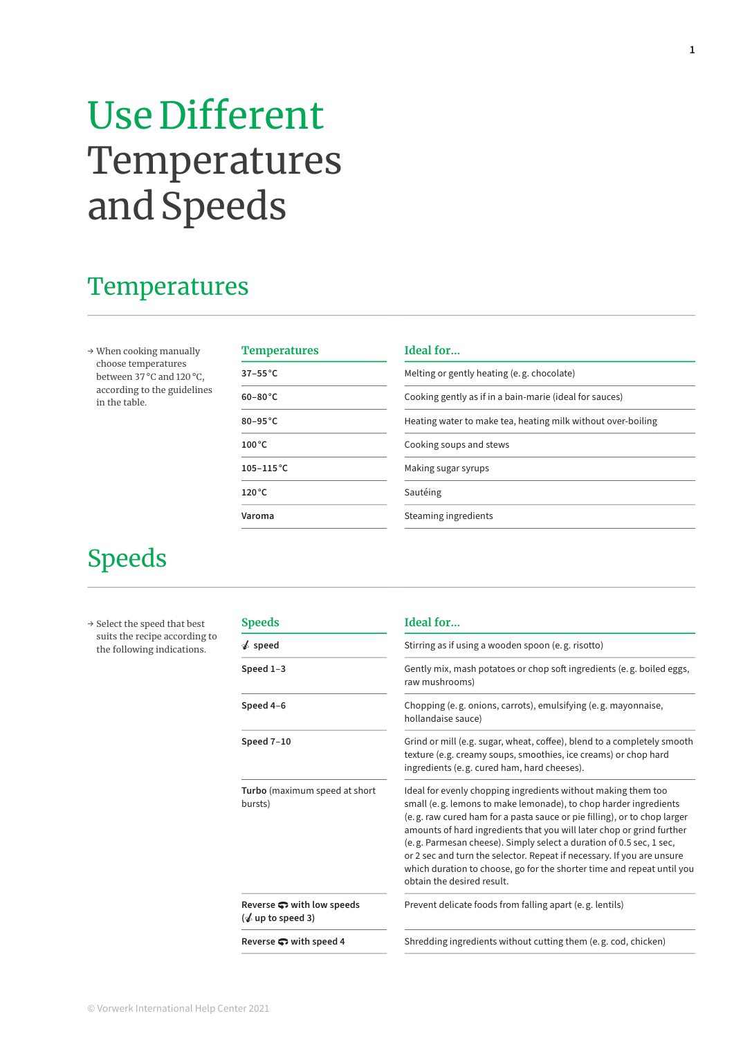# Use Different Temperatures and Speeds

## Temperatures

→ When cooking manually choose temperatures between 37 °C and 120 °C, according to the guidelines in the table.

| Temperatures | Ideal for... |
|---|---|
| **37–55 °C** | Melting or gently heating (e. g. chocolate) |
| **60–80 °C** | Cooking gently as if in a bain-marie (ideal for sauces) |
| **80–95 °C** | Heating water to make tea, heating milk without over-boiling |
| **100 °C** | Cooking soups and stews |
| **105–115 °C** | Making sugar syrups |
| **120 °C** | Sautéing |
| **Varoma** | Steaming ingredients |

## Speeds

→ Select the speed that best suits the recipe according to the following indications.

| Speeds | Ideal for... |
|---|---|
| **speed** | Stirring as if using a wooden spoon (e. g. risotto) |
| **Speed 1–3** | Gently mix, mash potatoes or chop soft ingredients (e. g. boiled eggs, raw mushrooms) |
| **Speed 4–6** | Chopping (e. g. onions, carrots), emulsifying (e. g. mayonnaise, hollandaise sauce) |
| **Speed 7–10** | Grind or mill (e.g. sugar, wheat, coffee), blend to a completely smooth texture (e.g. creamy soups, smoothies, ice creams) or chop hard ingredients (e. g. cured ham, hard cheeses). |
| **Turbo** (maximum speed at short bursts) | Ideal for evenly chopping ingredients without making them too small (e. g. lemons to make lemonade), to chop harder ingredients (e. g. raw cured ham for a pasta sauce or pie filling), or to chop larger amounts of hard ingredients that you will later chop or grind further (e. g. Parmesan cheese). Simply select a duration of 0.5 sec, 1 sec, or 2 sec and turn the selector. Repeat if necessary. If you are unsure which duration to choose, go for the shorter time and repeat until you obtain the desired result. |
| **Reverse with low speeds ( up to speed 3)** | Prevent delicate foods from falling apart (e. g. lentils) |
| **Reverse with speed 4** | Shredding ingredients without cutting them (e. g. cod, chicken) |

© Vorwerk International Help Center 2021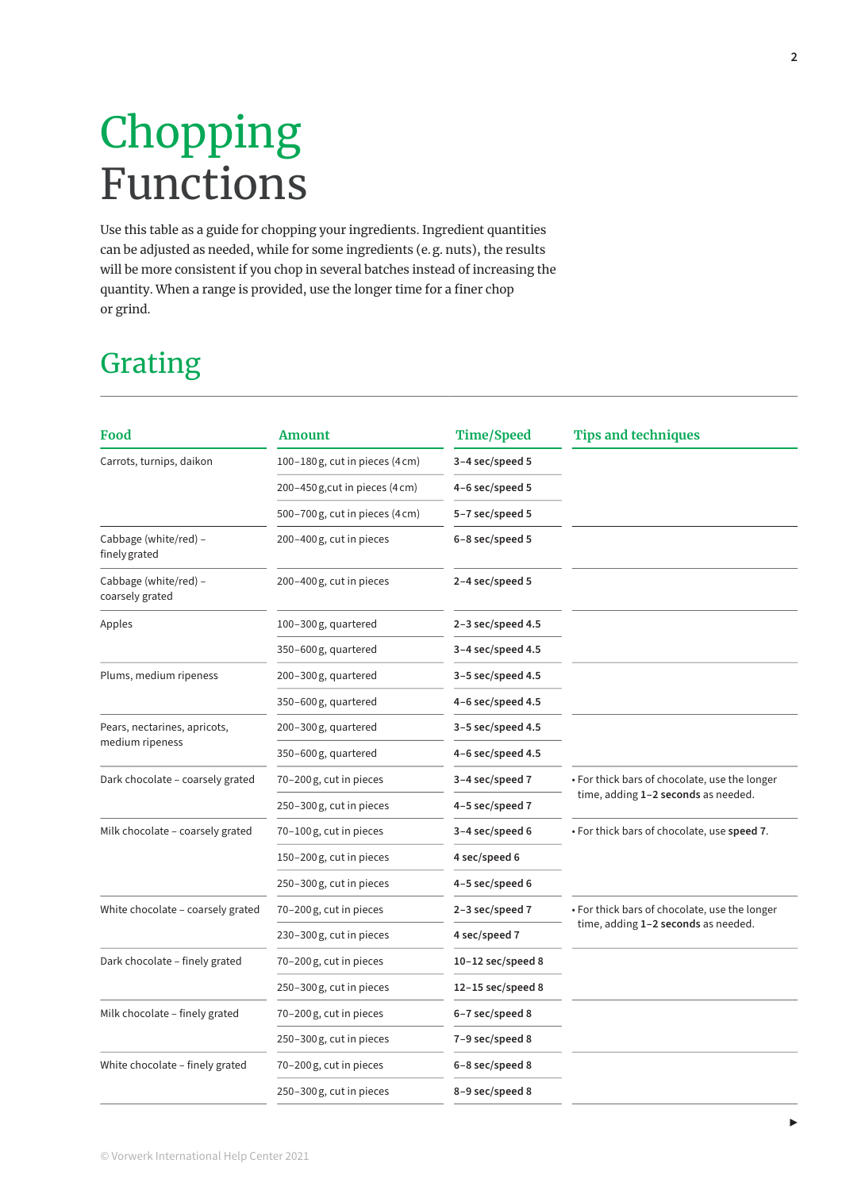# Chopping Functions

Use this table as a guide for chopping your ingredients. Ingredient quantities can be adjusted as needed, while for some ingredients (e. g. nuts), the results will be more consistent if you chop in several batches instead of increasing the quantity. When a range is provided, use the longer time for a finer chop or grind.

## Grating

| Food | Amount | Time/Speed | Tips and techniques |
|---|---|---|---|
| Carrots, turnips, daikon | 100–180 g, cut in pieces (4 cm) | **3–4 sec/speed 5** | |
| | 200–450 g,cut in pieces (4 cm) | **4–6 sec/speed 5** | |
| | 500–700 g, cut in pieces (4 cm) | **5–7 sec/speed 5** | |
| Cabbage (white/red) – finely grated | 200–400 g, cut in pieces | **6–8 sec/speed 5** | |
| Cabbage (white/red) – coarsely grated | 200–400 g, cut in pieces | **2–4 sec/speed 5** | |
| Apples | 100–300 g, quartered | **2–3 sec/speed 4.5** | |
| | 350–600 g, quartered | **3–4 sec/speed 4.5** | |
| Plums, medium ripeness | 200–300 g, quartered | **3–5 sec/speed 4.5** | |
| | 350–600 g, quartered | **4–6 sec/speed 4.5** | |
| Pears, nectarines, apricots, medium ripeness | 200–300 g, quartered | **3–5 sec/speed 4.5** | |
| | 350–600 g, quartered | **4–6 sec/speed 4.5** | |
| Dark chocolate – coarsely grated | 70–200 g, cut in pieces | **3–4 sec/speed 7** | • For thick bars of chocolate, use the longer time, adding **1–2 seconds** as needed. |
| | 250–300 g, cut in pieces | **4–5 sec/speed 7** | |
| Milk chocolate – coarsely grated | 70–100 g, cut in pieces | **3–4 sec/speed 6** | • For thick bars of chocolate, use **speed 7**. |
| | 150–200 g, cut in pieces | **4 sec/speed 6** | |
| | 250–300 g, cut in pieces | **4–5 sec/speed 6** | |
| White chocolate – coarsely grated | 70–200 g, cut in pieces | **2–3 sec/speed 7** | • For thick bars of chocolate, use the longer time, adding **1–2 seconds** as needed. |
| | 230–300 g, cut in pieces | **4 sec/speed 7** | |
| Dark chocolate – finely grated | 70–200 g, cut in pieces | **10–12 sec/speed 8** | |
| | 250–300 g, cut in pieces | **12–15 sec/speed 8** | |
| Milk chocolate – finely grated | 70–200 g, cut in pieces | **6–7 sec/speed 8** | |
| | 250–300 g, cut in pieces | **7–9 sec/speed 8** | |
| White chocolate – finely grated | 70–200 g, cut in pieces | **6–8 sec/speed 8** | |
| | 250–300 g, cut in pieces | **8–9 sec/speed 8** | |

© Vorwerk International Help Center 2021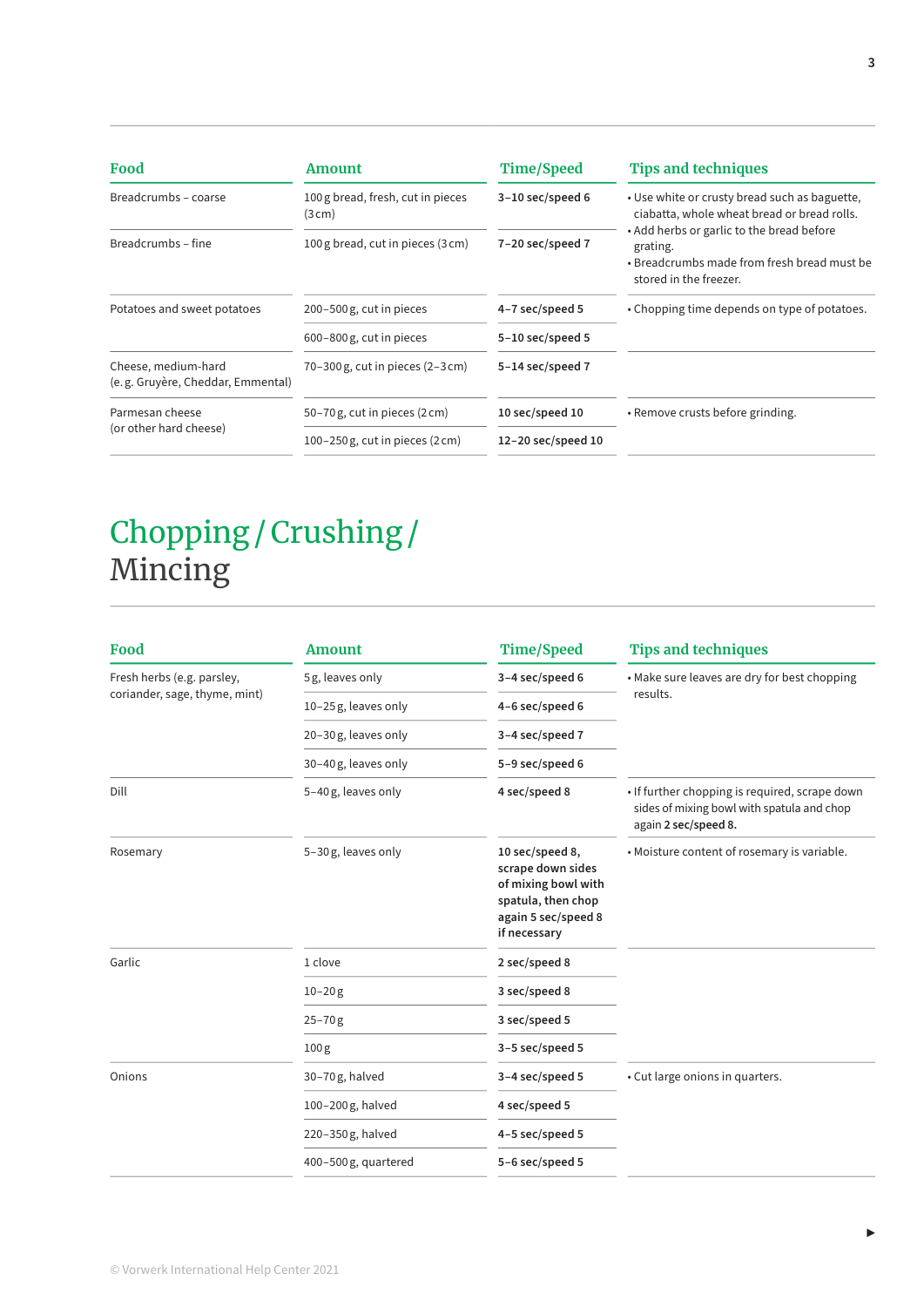| Food | Amount | Time/Speed | Tips and techniques |
|---|---|---|---|
| Breadcrumbs – coarse | 100 g bread, fresh, cut in pieces (3 cm) | **3–10 sec/speed 6** | • Use white or crusty bread such as baguette, ciabatta, whole wheat bread or bread rolls.<br>• Add herbs or garlic to the bread before grating.<br>• Breadcrumbs made from fresh bread must be stored in the freezer. |
| Breadcrumbs – fine | 100 g bread, cut in pieces (3 cm) | **7–20 sec/speed 7** | |
| Potatoes and sweet potatoes | 200–500 g, cut in pieces | **4–7 sec/speed 5** | • Chopping time depends on type of potatoes. |
| | 600–800 g, cut in pieces | **5–10 sec/speed 5** | |
| Cheese, medium-hard (e. g. Gruyère, Cheddar, Emmental) | 70–300 g, cut in pieces (2–3 cm) | **5–14 sec/speed 7** | |
| Parmesan cheese (or other hard cheese) | 50–70 g, cut in pieces (2 cm) | **10 sec/speed 10** | • Remove crusts before grinding. |
| | 100–250 g, cut in pieces (2 cm) | **12–20 sec/speed 10** | |

# Chopping / Crushing / Mincing

| Food | Amount | Time/Speed | Tips and techniques |
|---|---|---|---|
| Fresh herbs (e.g. parsley, coriander, sage, thyme, mint) | 5 g, leaves only | **3–4 sec/speed 6** | • Make sure leaves are dry for best chopping results. |
| | 10–25 g, leaves only | **4–6 sec/speed 6** | |
| | 20–30 g, leaves only | **3–4 sec/speed 7** | |
| | 30–40 g, leaves only | **5–9 sec/speed 6** | |
| Dill | 5–40 g, leaves only | **4 sec/speed 8** | • If further chopping is required, scrape down sides of mixing bowl with spatula and chop again **2 sec/speed 8.** |
| Rosemary | 5–30 g, leaves only | **10 sec/speed 8, scrape down sides of mixing bowl with spatula, then chop again 5 sec/speed 8 if necessary** | • Moisture content of rosemary is variable. |
| Garlic | 1 clove | **2 sec/speed 8** | |
| | 10–20 g | **3 sec/speed 8** | |
| | 25–70 g | **3 sec/speed 5** | |
| | 100 g | **3–5 sec/speed 5** | |
| Onions | 30–70 g, halved | **3–4 sec/speed 5** | • Cut large onions in quarters. |
| | 100–200 g, halved | **4 sec/speed 5** | |
| | 220–350 g, halved | **4–5 sec/speed 5** | |
| | 400–500 g, quartered | **5–6 sec/speed 5** | |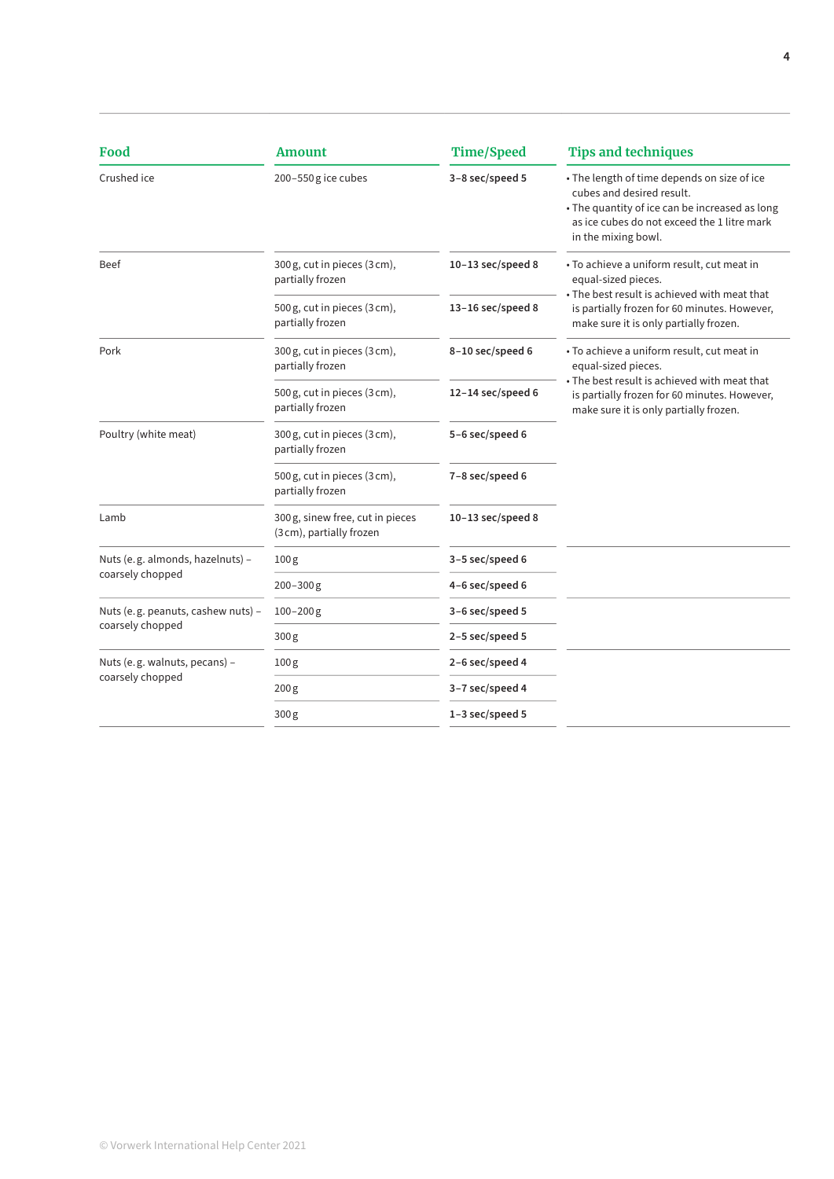| Food | Amount | Time/Speed | Tips and techniques |
|---|---|---|---|
| Crushed ice | 200–550 g ice cubes | **3–8 sec/speed 5** | • The length of time depends on size of ice cubes and desired result.<br>• The quantity of ice can be increased as long as ice cubes do not exceed the 1 litre mark in the mixing bowl. |
| Beef | 300 g, cut in pieces (3 cm), partially frozen | **10–13 sec/speed 8** | • To achieve a uniform result, cut meat in equal-sized pieces.<br>• The best result is achieved with meat that is partially frozen for 60 minutes. However, make sure it is only partially frozen. |
| | 500 g, cut in pieces (3 cm), partially frozen | **13–16 sec/speed 8** | |
| Pork | 300 g, cut in pieces (3 cm), partially frozen | **8–10 sec/speed 6** | • To achieve a uniform result, cut meat in equal-sized pieces.<br>• The best result is achieved with meat that is partially frozen for 60 minutes. However, make sure it is only partially frozen. |
| | 500 g, cut in pieces (3 cm), partially frozen | **12–14 sec/speed 6** | |
| Poultry (white meat) | 300 g, cut in pieces (3 cm), partially frozen | **5–6 sec/speed 6** | |
| | 500 g, cut in pieces (3 cm), partially frozen | **7–8 sec/speed 6** | |
| Lamb | 300 g, sinew free, cut in pieces (3 cm), partially frozen | **10–13 sec/speed 8** | |
| Nuts (e.g. almonds, hazelnuts) – coarsely chopped | 100 g | **3–5 sec/speed 6** | |
| | 200–300 g | **4–6 sec/speed 6** | |
| Nuts (e.g. peanuts, cashew nuts) – coarsely chopped | 100–200 g | **3–6 sec/speed 5** | |
| | 300 g | **2–5 sec/speed 5** | |
| Nuts (e.g. walnuts, pecans) – coarsely chopped | 100 g | **2–6 sec/speed 4** | |
| | 200 g | **3–7 sec/speed 4** | |
| | 300 g | **1–3 sec/speed 5** | |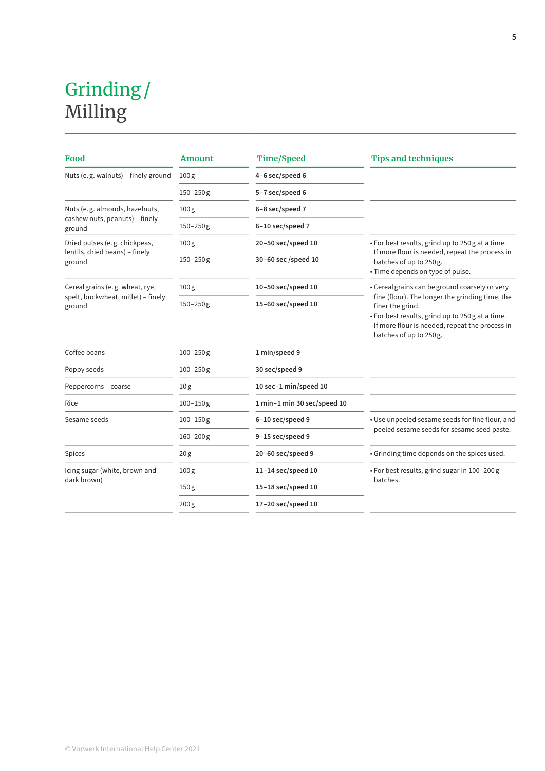# Grinding / Milling

| Food | Amount | Time/Speed | Tips and techniques |
|---|---|---|---|
| Nuts (e. g. walnuts) – finely ground | 100 g | **4–6 sec/speed 6** | |
| | 150–250 g | **5–7 sec/speed 6** | |
| Nuts (e. g. almonds, hazelnuts, cashew nuts, peanuts) – finely ground | 100 g | **6–8 sec/speed 7** | |
| | 150–250 g | **6–10 sec/speed 7** | |
| Dried pulses (e. g. chickpeas, lentils, dried beans) – finely ground | 100 g | **20–50 sec/speed 10** | • For best results, grind up to 250 g at a time. If more flour is needed, repeat the process in batches of up to 250 g.<br>• Time depends on type of pulse. |
| | 150–250 g | **30–60 sec /speed 10** | |
| Cereal grains (e. g. wheat, rye, spelt, buckwheat, millet) – finely ground | 100 g | **10–50 sec/speed 10** | • Cereal grains can be ground coarsely or very fine (flour). The longer the grinding time, the finer the grind.<br>• For best results, grind up to 250 g at a time. If more flour is needed, repeat the process in batches of up to 250 g. |
| | 150–250 g | **15–60 sec/speed 10** | |
| Coffee beans | 100–250 g | **1 min/speed 9** | |
| Poppy seeds | 100–250 g | **30 sec/speed 9** | |
| Peppercorns – coarse | 10 g | **10 sec–1 min/speed 10** | |
| Rice | 100–150 g | **1 min–1 min 30 sec/speed 10** | |
| Sesame seeds | 100–150 g | **6–10 sec/speed 9** | • Use unpeeled sesame seeds for fine flour, and peeled sesame seeds for sesame seed paste. |
| | 160–200 g | **9–15 sec/speed 9** | |
| Spices | 20 g | **20–60 sec/speed 9** | • Grinding time depends on the spices used. |
| Icing sugar (white, brown and dark brown) | 100 g | **11–14 sec/speed 10** | • For best results, grind sugar in 100–200 g batches. |
| | 150 g | **15–18 sec/speed 10** | |
| | 200 g | **17–20 sec/speed 10** | |

© Vorwerk International Help Center 2021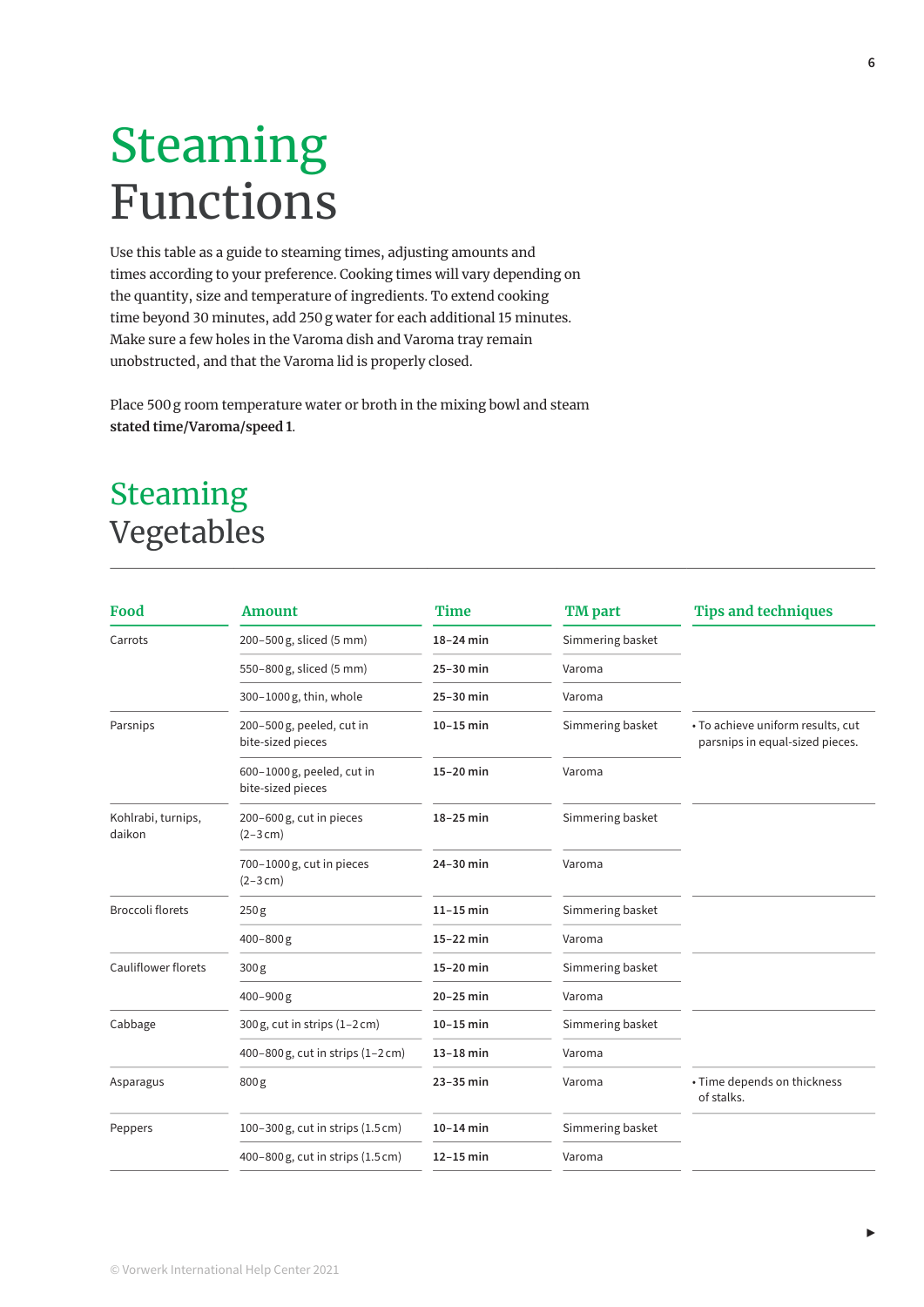# Steaming Functions

Use this table as a guide to steaming times, adjusting amounts and times according to your preference. Cooking times will vary depending on the quantity, size and temperature of ingredients. To extend cooking time beyond 30 minutes, add 250 g water for each additional 15 minutes. Make sure a few holes in the Varoma dish and Varoma tray remain unobstructed, and that the Varoma lid is properly closed.

Place 500 g room temperature water or broth in the mixing bowl and steam **stated time/Varoma/speed 1**.

## Steaming Vegetables

| Food | Amount | Time | TM part | Tips and techniques |
|---|---|---|---|---|
| Carrots | 200–500 g, sliced (5 mm) | **18–24 min** | Simmering basket | |
| | 550–800 g, sliced (5 mm) | **25–30 min** | Varoma | |
| | 300–1000 g, thin, whole | **25–30 min** | Varoma | |
| Parsnips | 200–500 g, peeled, cut in bite-sized pieces | **10–15 min** | Simmering basket | • To achieve uniform results, cut parsnips in equal-sized pieces. |
| | 600–1000 g, peeled, cut in bite-sized pieces | **15–20 min** | Varoma | |
| Kohlrabi, turnips, daikon | 200–600 g, cut in pieces (2–3 cm) | **18–25 min** | Simmering basket | |
| | 700–1000 g, cut in pieces (2–3 cm) | **24–30 min** | Varoma | |
| Broccoli florets | 250 g | **11–15 min** | Simmering basket | |
| | 400–800 g | **15–22 min** | Varoma | |
| Cauliflower florets | 300 g | **15–20 min** | Simmering basket | |
| | 400–900 g | **20–25 min** | Varoma | |
| Cabbage | 300 g, cut in strips (1–2 cm) | **10–15 min** | Simmering basket | |
| | 400–800 g, cut in strips (1–2 cm) | **13–18 min** | Varoma | |
| Asparagus | 800 g | **23–35 min** | Varoma | • Time depends on thickness of stalks. |
| Peppers | 100–300 g, cut in strips (1.5 cm) | **10–14 min** | Simmering basket | |
| | 400–800 g, cut in strips (1.5 cm) | **12–15 min** | Varoma | |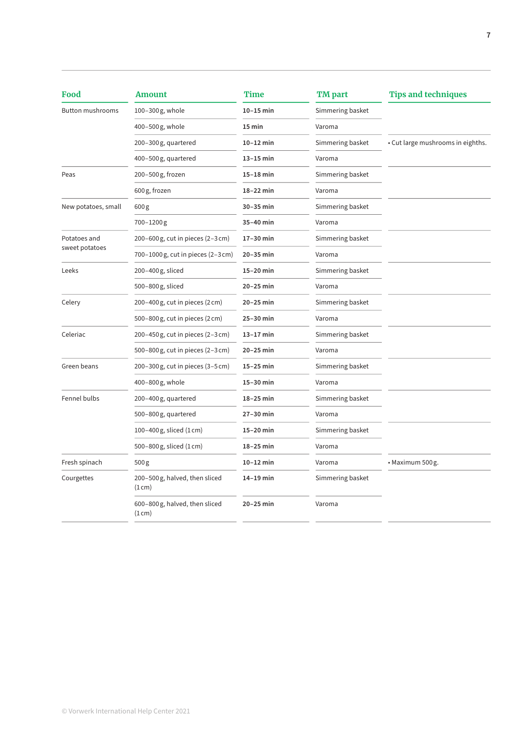| Food | Amount | Time | TM part | Tips and techniques |
|---|---|---|---|---|
| Button mushrooms | 100–300 g, whole | **10–15 min** | Simmering basket | |
| | 400–500 g, whole | **15 min** | Varoma | |
| | 200–300 g, quartered | **10–12 min** | Simmering basket | • Cut large mushrooms in eighths. |
| | 400–500 g, quartered | **13–15 min** | Varoma | |
| Peas | 200–500 g, frozen | **15–18 min** | Simmering basket | |
| | 600 g, frozen | **18–22 min** | Varoma | |
| New potatoes, small | 600 g | **30–35 min** | Simmering basket | |
| | 700–1200 g | **35–40 min** | Varoma | |
| Potatoes and sweet potatoes | 200–600 g, cut in pieces (2–3 cm) | **17–30 min** | Simmering basket | |
| | 700–1000 g, cut in pieces (2–3 cm) | **20–35 min** | Varoma | |
| Leeks | 200–400 g, sliced | **15–20 min** | Simmering basket | |
| | 500–800 g, sliced | **20–25 min** | Varoma | |
| Celery | 200–400 g, cut in pieces (2 cm) | **20–25 min** | Simmering basket | |
| | 500–800 g, cut in pieces (2 cm) | **25–30 min** | Varoma | |
| Celeriac | 200–450 g, cut in pieces (2–3 cm) | **13–17 min** | Simmering basket | |
| | 500–800 g, cut in pieces (2–3 cm) | **20–25 min** | Varoma | |
| Green beans | 200–300 g, cut in pieces (3–5 cm) | **15–25 min** | Simmering basket | |
| | 400–800 g, whole | **15–30 min** | Varoma | |
| Fennel bulbs | 200–400 g, quartered | **18–25 min** | Simmering basket | |
| | 500–800 g, quartered | **27–30 min** | Varoma | |
| | 100–400 g, sliced (1 cm) | **15–20 min** | Simmering basket | |
| | 500–800 g, sliced (1 cm) | **18–25 min** | Varoma | |
| Fresh spinach | 500 g | **10–12 min** | Varoma | • Maximum 500 g. |
| Courgettes | 200–500 g, halved, then sliced (1 cm) | **14–19 min** | Simmering basket | |
| | 600–800 g, halved, then sliced (1 cm) | **20–25 min** | Varoma | |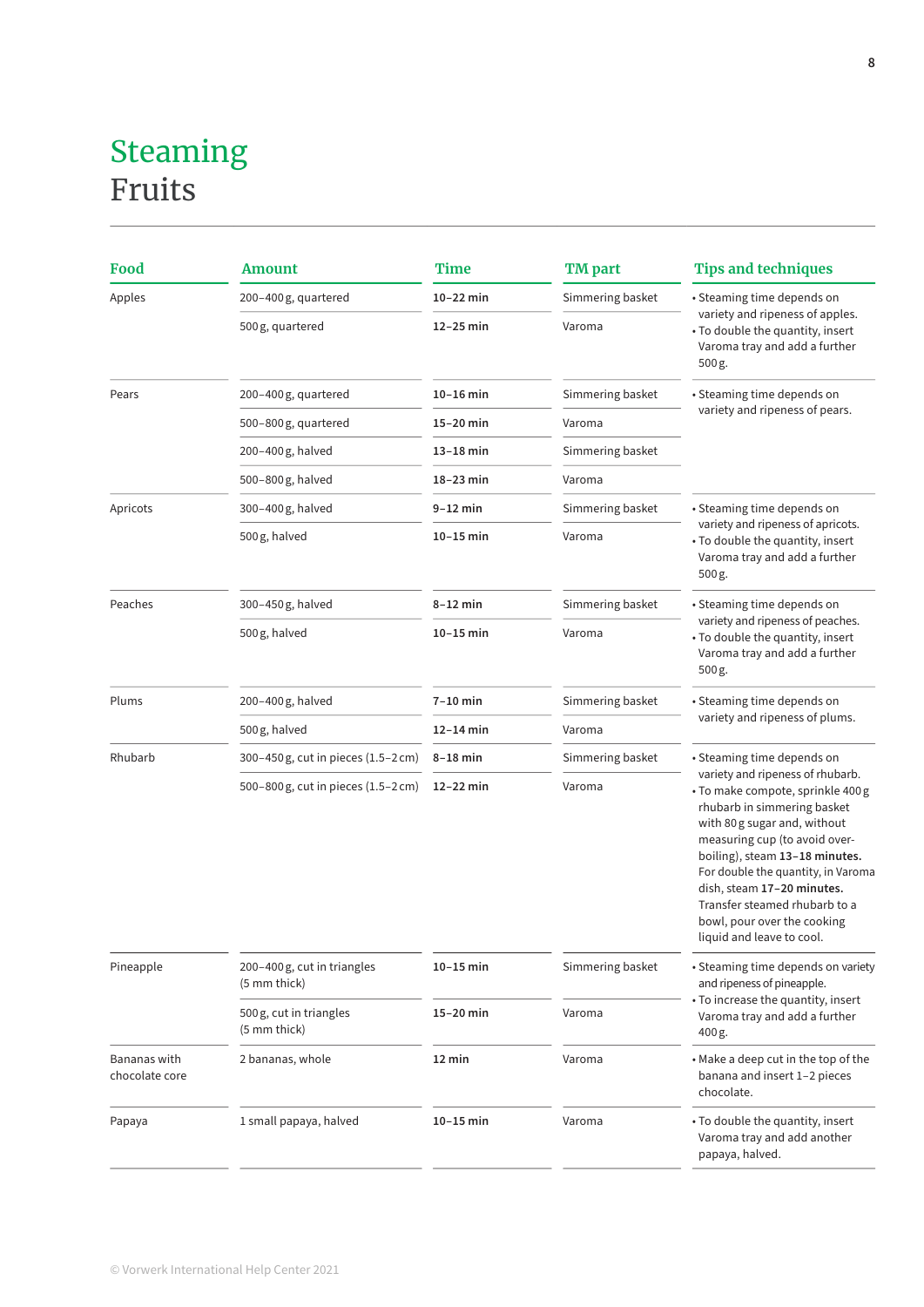# Steaming
## Fruits

| Food | Amount | Time | TM part | Tips and techniques |
|---|---|---|---|---|
| Apples | 200–400 g, quartered | **10–22 min** | Simmering basket | • Steaming time depends on variety and ripeness of apples.<br>• To double the quantity, insert Varoma tray and add a further 500 g. |
| | 500 g, quartered | **12–25 min** | Varoma | |
| Pears | 200–400 g, quartered | **10–16 min** | Simmering basket | • Steaming time depends on variety and ripeness of pears. |
| | 500–800 g, quartered | **15–20 min** | Varoma | |
| | 200–400 g, halved | **13–18 min** | Simmering basket | |
| | 500–800 g, halved | **18–23 min** | Varoma | |
| Apricots | 300–400 g, halved | **9–12 min** | Simmering basket | • Steaming time depends on variety and ripeness of apricots.<br>• To double the quantity, insert Varoma tray and add a further 500 g. |
| | 500 g, halved | **10–15 min** | Varoma | |
| Peaches | 300–450 g, halved | **8–12 min** | Simmering basket | • Steaming time depends on variety and ripeness of peaches.<br>• To double the quantity, insert Varoma tray and add a further 500 g. |
| | 500 g, halved | **10–15 min** | Varoma | |
| Plums | 200–400 g, halved | **7–10 min** | Simmering basket | • Steaming time depends on variety and ripeness of plums. |
| | 500 g, halved | **12–14 min** | Varoma | |
| Rhubarb | 300–450 g, cut in pieces (1.5–2 cm) | **8–18 min** | Simmering basket | • Steaming time depends on variety and ripeness of rhubarb.<br>• To make compote, sprinkle 400 g rhubarb in simmering basket with 80 g sugar and, without measuring cup (to avoid over-boiling), steam **13–18 minutes.** For double the quantity, in Varoma dish, steam **17–20 minutes.** Transfer steamed rhubarb to a bowl, pour over the cooking liquid and leave to cool. |
| | 500–800 g, cut in pieces (1.5–2 cm) | **12–22 min** | Varoma | |
| Pineapple | 200–400 g, cut in triangles (5 mm thick) | **10–15 min** | Simmering basket | • Steaming time depends on variety and ripeness of pineapple.<br>• To increase the quantity, insert Varoma tray and add a further 400 g. |
| | 500 g, cut in triangles (5 mm thick) | **15–20 min** | Varoma | |
| Bananas with chocolate core | 2 bananas, whole | **12 min** | Varoma | • Make a deep cut in the top of the banana and insert 1–2 pieces chocolate. |
| Papaya | 1 small papaya, halved | **10–15 min** | Varoma | • To double the quantity, insert Varoma tray and add another papaya, halved. |

© Vorwerk International Help Center 2021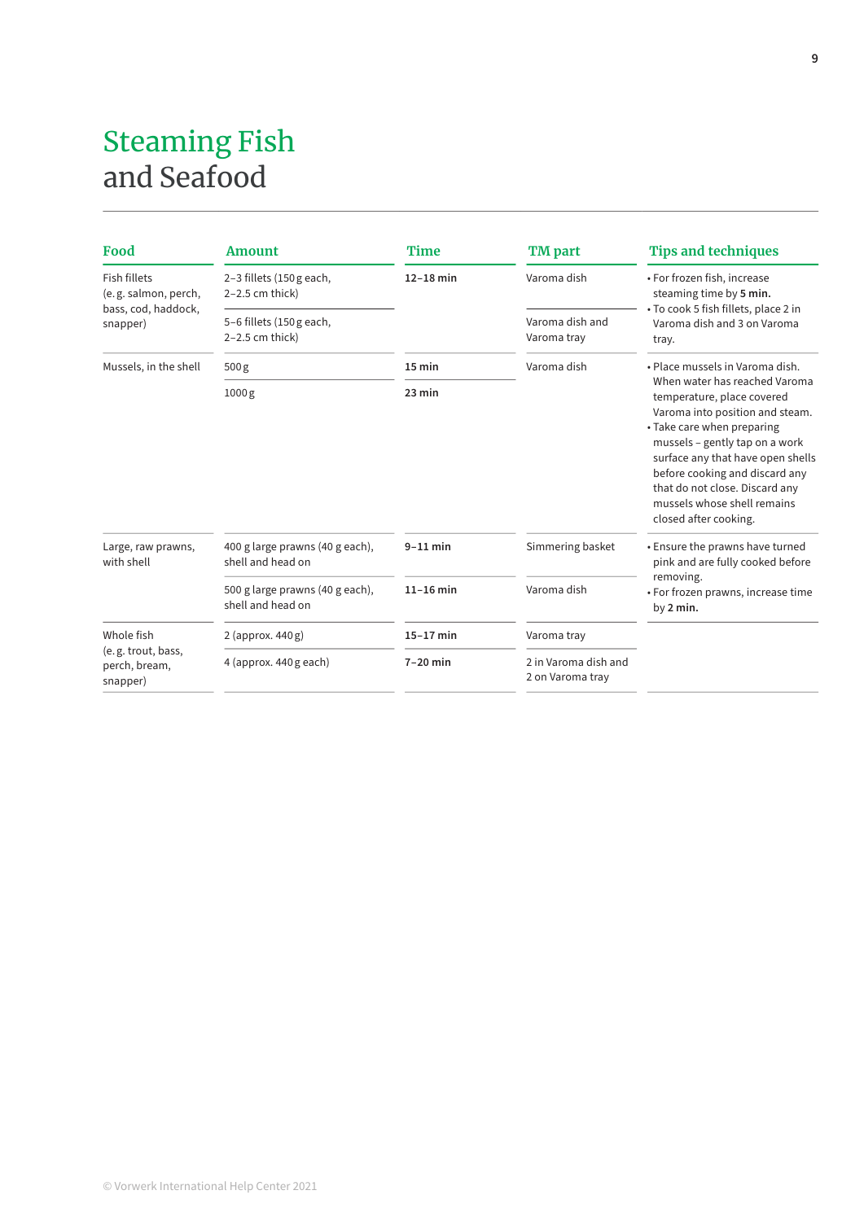# Steaming Fish and Seafood

| Food | Amount | Time | TM part | Tips and techniques |
| --- | --- | --- | --- | --- |
| Fish fillets (e. g. salmon, perch, bass, cod, haddock, snapper) | 2–3 fillets (150 g each, 2–2.5 cm thick) | **12–18 min** | Varoma dish | • For frozen fish, increase steaming time by **5 min.**<br>• To cook 5 fish fillets, place 2 in Varoma dish and 3 on Varoma tray. |
| | 5–6 fillets (150 g each, 2–2.5 cm thick) | | Varoma dish and Varoma tray | |
| Mussels, in the shell | 500 g | **15 min** | Varoma dish | • Place mussels in Varoma dish. When water has reached Varoma temperature, place covered Varoma into position and steam.<br>• Take care when preparing mussels – gently tap on a work surface any that have open shells before cooking and discard any that do not close. Discard any mussels whose shell remains closed after cooking. |
| | 1000 g | **23 min** | | |
| Large, raw prawns, with shell | 400 g large prawns (40 g each), shell and head on | **9–11 min** | Simmering basket | • Ensure the prawns have turned pink and are fully cooked before removing.<br>• For frozen prawns, increase time by **2 min.** |
| | 500 g large prawns (40 g each), shell and head on | **11–16 min** | Varoma dish | |
| Whole fish (e. g. trout, bass, perch, bream, snapper) | 2 (approx. 440 g) | **15–17 min** | Varoma tray | |
| | 4 (approx. 440 g each) | **7–20 min** | 2 in Varoma dish and 2 on Varoma tray | |

© Vorwerk International Help Center 2021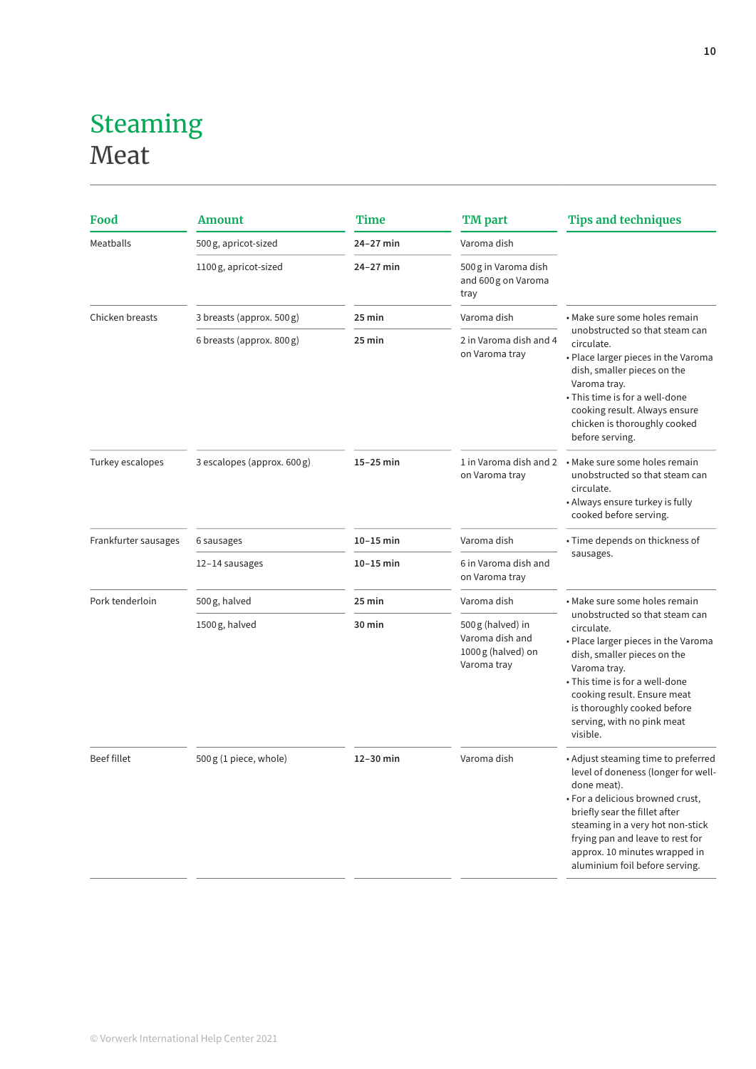# Steaming
## Meat

| Food | Amount | Time | TM part | Tips and techniques |
| --- | --- | --- | --- | --- |
| Meatballs | 500 g, apricot-sized | **24–27 min** | Varoma dish | |
| | 1100 g, apricot-sized | **24–27 min** | 500 g in Varoma dish and 600 g on Varoma tray | |
| Chicken breasts | 3 breasts (approx. 500 g) | **25 min** | Varoma dish | • Make sure some holes remain unobstructed so that steam can circulate.<br>• Place larger pieces in the Varoma dish, smaller pieces on the Varoma tray.<br>• This time is for a well-done cooking result. Always ensure chicken is thoroughly cooked before serving. |
| | 6 breasts (approx. 800 g) | **25 min** | 2 in Varoma dish and 4 on Varoma tray | |
| Turkey escalopes | 3 escalopes (approx. 600 g) | **15–25 min** | 1 in Varoma dish and 2 on Varoma tray | • Make sure some holes remain unobstructed so that steam can circulate.<br>• Always ensure turkey is fully cooked before serving. |
| Frankfurter sausages | 6 sausages | **10–15 min** | Varoma dish | • Time depends on thickness of sausages. |
| | 12–14 sausages | **10–15 min** | 6 in Varoma dish and on Varoma tray | |
| Pork tenderloin | 500 g, halved | **25 min** | Varoma dish | • Make sure some holes remain unobstructed so that steam can circulate.<br>• Place larger pieces in the Varoma dish, smaller pieces on the Varoma tray.<br>• This time is for a well-done cooking result. Ensure meat is thoroughly cooked before serving, with no pink meat visible. |
| | 1500 g, halved | **30 min** | 500 g (halved) in Varoma dish and 1000 g (halved) on Varoma tray | |
| Beef fillet | 500 g (1 piece, whole) | **12–30 min** | Varoma dish | • Adjust steaming time to preferred level of doneness (longer for well-done meat).<br>• For a delicious browned crust, briefly sear the fillet after steaming in a very hot non-stick frying pan and leave to rest for approx. 10 minutes wrapped in aluminium foil before serving. |

© Vorwerk International Help Center 2021